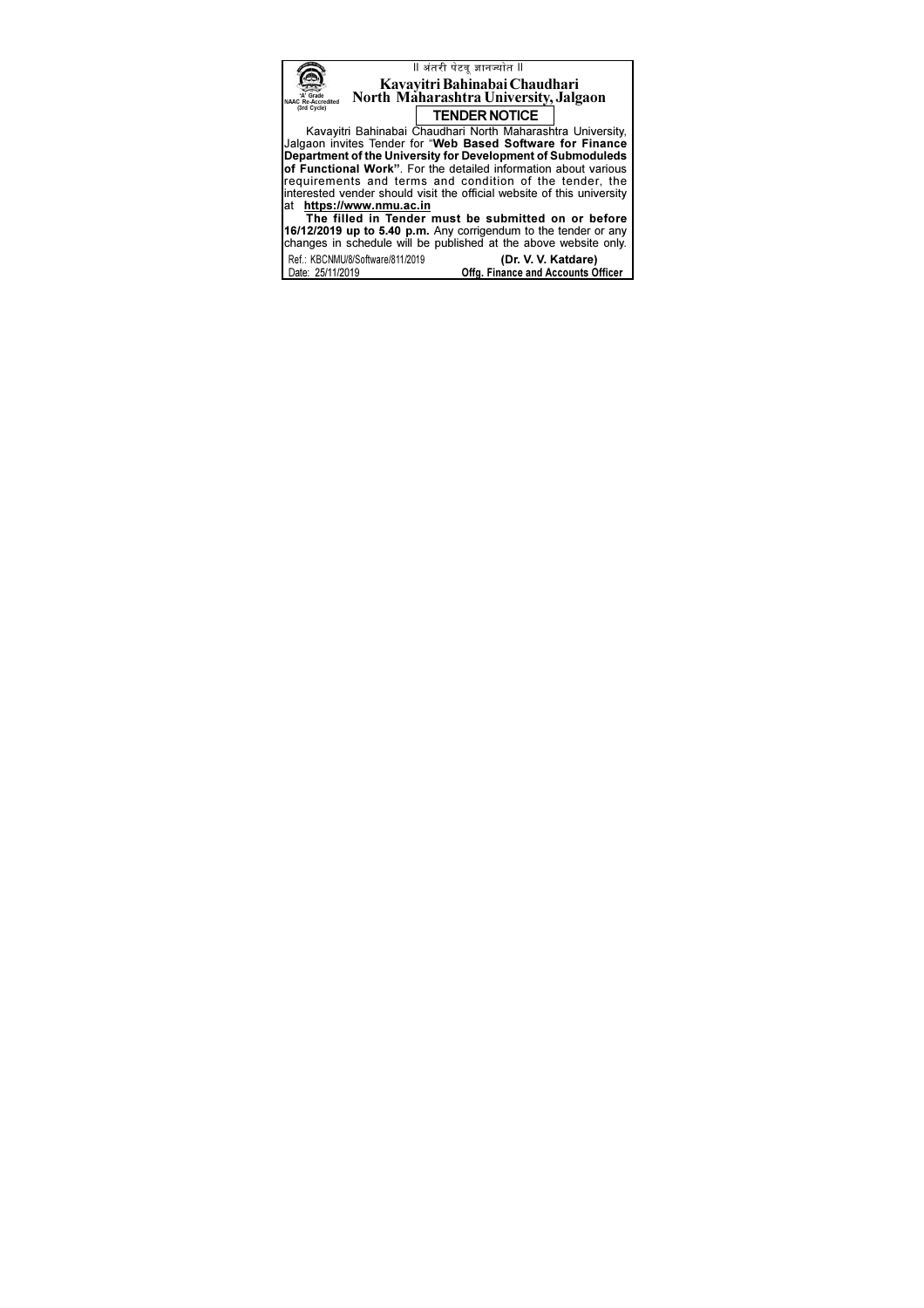|| अंतरी पेटवू ज्ञानज्योत ||

'A' Grade NAAC Re-Accredited (3rd Cycle)

# Kavayitri Bahinabai Chaudhari North Maharashtra University, Jalgaon

## TENDER NOTICE

Kavayitri Bahinabai Chaudhari North Maharashtra University, Jalgaon invites Tender for "**Web Based Software for Finance Department of the University for Development of Submoduleds of Functional Work"**. For the detailed information about various requirements and terms and condition of the tender, the interested vender should visit the official website of this university at **https://www.nmu.ac.in**

**The filled in Tender must be submitted on or before 16/12/2019 up to 5.40 p.m.** Any corrigendum to the tender or any changes in schedule will be published at the above website only.

Ref.: KBCNMU/8/Software/811/2019

Date: 25/11/2019

**(Dr. V. V. Katdare)**

**Offg. Finance and Accounts Officer**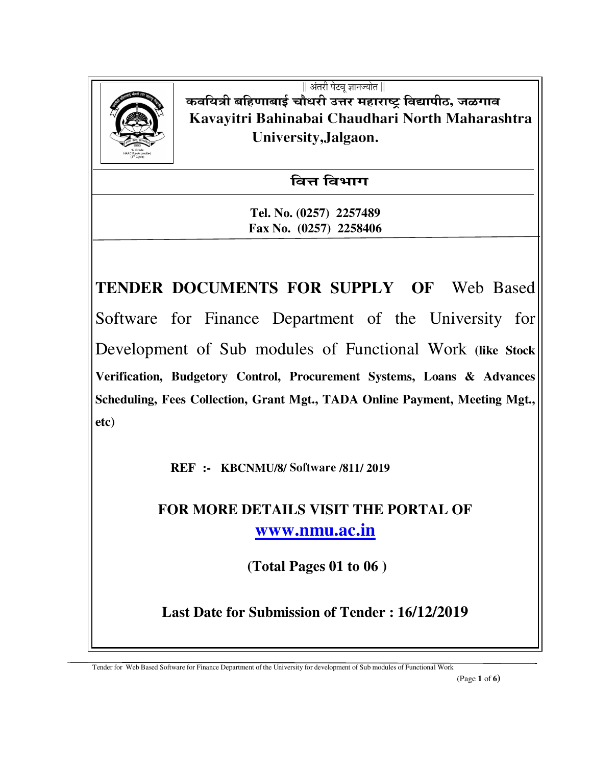|| अंतरी पेटवू ज्ञानज्योत ||

**कवयित्री बहिणाबाई चौधरी उत्तर महाराष्ट्र विद्यापीठ, जळगाव**

**Kavayitri Bahinabai Chaudhari North Maharashtra University,Jalgaon.**

## वित्त विभाग

**Tel. No. (0257) 2257489**
**Fax No. (0257) 2258406**

# TENDER DOCUMENTS FOR SUPPLY OF Web Based Software for Finance Department of the University for Development of Sub modules of Functional Work **(like Stock Verification, Budgetory Control, Procurement Systems, Loans & Advances Scheduling, Fees Collection, Grant Mgt., TADA Online Payment, Meeting Mgt., etc)**

**REF :- KBCNMU/8/ Software /811/ 2019**

**FOR MORE DETAILS VISIT THE PORTAL OF**
**www.nmu.ac.in**

**(Total Pages 01 to 06 )**

**Last Date for Submission of Tender : 16/12/2019**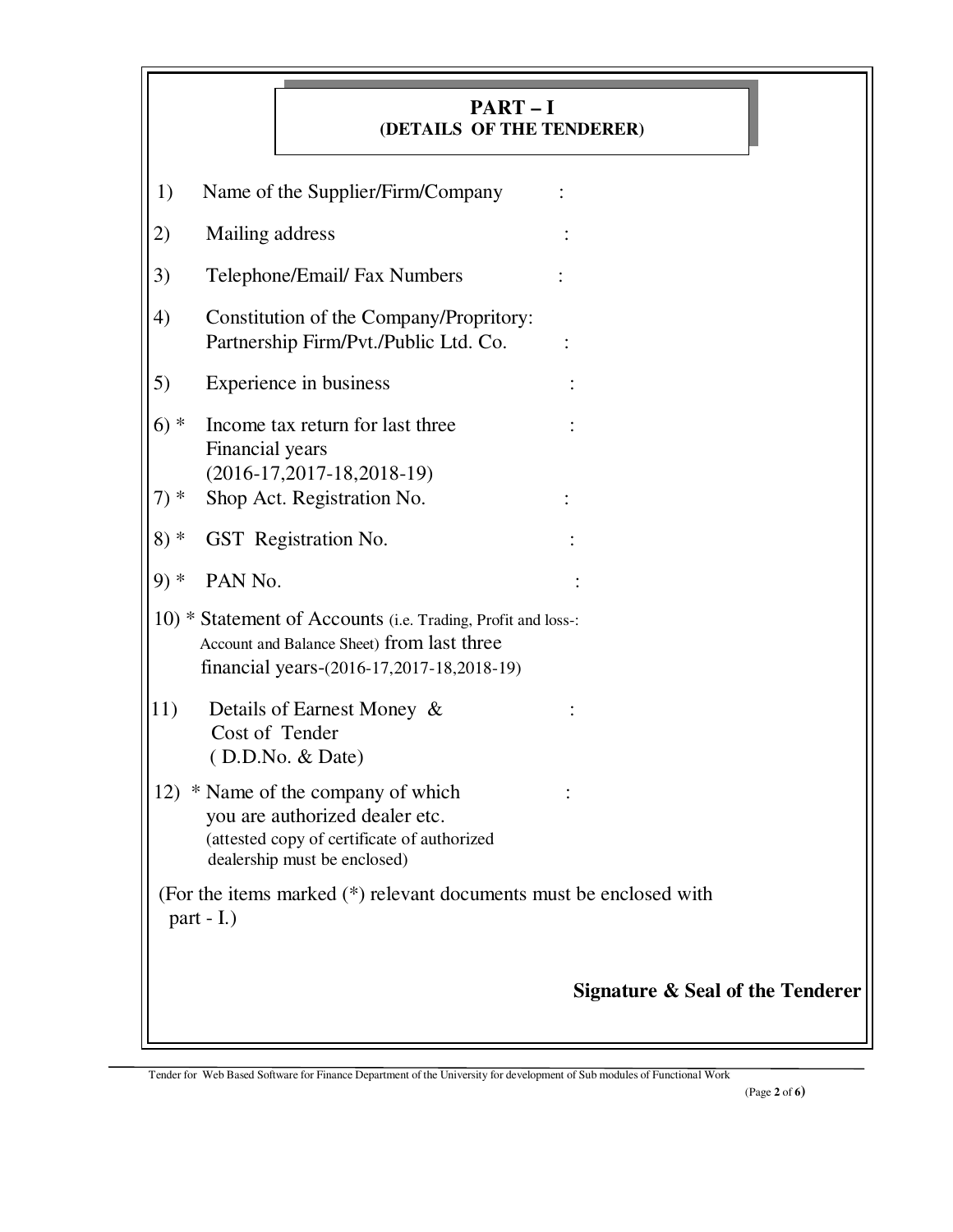## PART – I
### (DETAILS OF THE TENDERER)

1) Name of the Supplier/Firm/Company :

2) Mailing address :

3) Telephone/Email/ Fax Numbers :

4) Constitution of the Company/Propritory: Partnership Firm/Pvt./Public Ltd. Co. :

5) Experience in business :

6) * Income tax return for last three Financial years (2016-17,2017-18,2018-19) :

7) * Shop Act. Registration No. :

8) * GST Registration No. :

9) * PAN No. :

10) * Statement of Accounts (i.e. Trading, Profit and loss-: Account and Balance Sheet) from last three financial years-(2016-17,2017-18,2018-19)

11) Details of Earnest Money & Cost of Tender ( D.D.No. & Date) :

12) * Name of the company of which you are authorized dealer etc. (attested copy of certificate of authorized dealership must be enclosed) :

(For the items marked (*) relevant documents must be enclosed with part - I.)

**Signature & Seal of the Tenderer**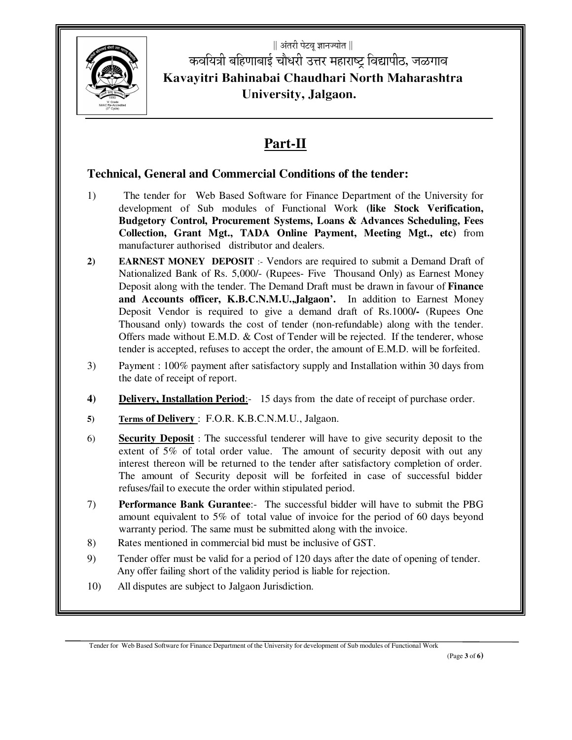|| अंतरी पेटवू ज्ञानज्योत ||

कवयित्री बहिणाबाई चौधरी उत्तर महाराष्ट्र विद्यापीठ, जळगाव

**Kavayitri Bahinabai Chaudhari North Maharashtra University, Jalgaon.**

# Part-II

## Technical, General and Commercial Conditions of the tender:

1) The tender for Web Based Software for Finance Department of the University for development of Sub modules of Functional Work **(like Stock Verification, Budgetory Control, Procurement Systems, Loans & Advances Scheduling, Fees Collection, Grant Mgt., TADA Online Payment, Meeting Mgt., etc)** from manufacturer authorised distributor and dealers.

2) **EARNEST MONEY DEPOSIT** :- Vendors are required to submit a Demand Draft of Nationalized Bank of Rs. 5,000/- (Rupees- Five Thousand Only) as Earnest Money Deposit along with the tender. The Demand Draft must be drawn in favour of **Finance and Accounts officer, K.B.C.N.M.U.,Jalgaon'.** In addition to Earnest Money Deposit Vendor is required to give a demand draft of Rs.1000/- (Rupees One Thousand only) towards the cost of tender (non-refundable) along with the tender. Offers made without E.M.D. & Cost of Tender will be rejected. If the tenderer, whose tender is accepted, refuses to accept the order, the amount of E.M.D. will be forfeited.

3) Payment : 100% payment after satisfactory supply and Installation within 30 days from the date of receipt of report.

4) **Delivery, Installation Period**:- 15 days from the date of receipt of purchase order.

5) **Terms of Delivery** : F.O.R. K.B.C.N.M.U., Jalgaon.

6) **Security Deposit** : The successful tenderer will have to give security deposit to the extent of 5% of total order value. The amount of security deposit with out any interest thereon will be returned to the tender after satisfactory completion of order. The amount of Security deposit will be forfeited in case of successful bidder refuses/fail to execute the order within stipulated period.

7) **Performance Bank Gurantee**:- The successful bidder will have to submit the PBG amount equivalent to 5% of total value of invoice for the period of 60 days beyond warranty period. The same must be submitted along with the invoice.

8) Rates mentioned in commercial bid must be inclusive of GST.

9) Tender offer must be valid for a period of 120 days after the date of opening of tender. Any offer failing short of the validity period is liable for rejection.

10) All disputes are subject to Jalgaon Jurisdiction.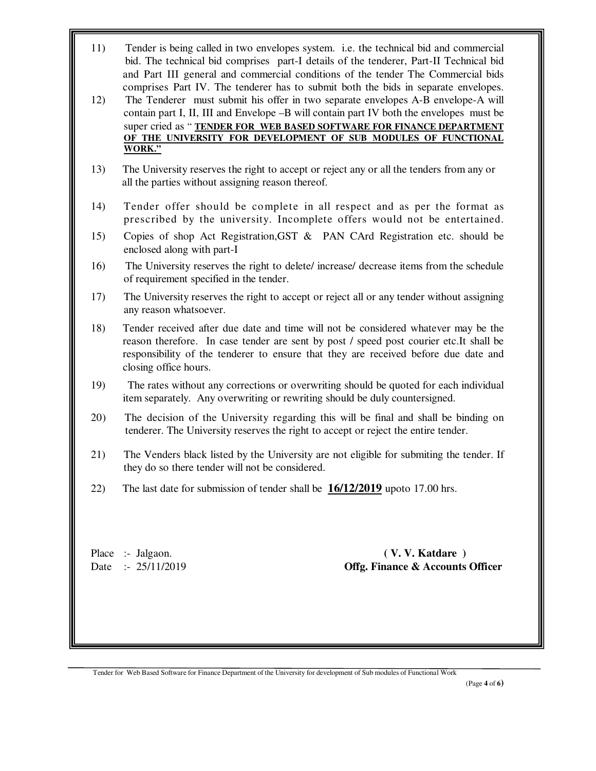11) Tender is being called in two envelopes system. i.e. the technical bid and commercial bid. The technical bid comprises part-I details of the tenderer, Part-II Technical bid and Part III general and commercial conditions of the tender The Commercial bids comprises Part IV. The tenderer has to submit both the bids in separate envelopes.

12) The Tenderer must submit his offer in two separate envelopes A-B envelope-A will contain part I, II, III and Envelope –B will contain part IV both the envelopes must be super cried as " **TENDER FOR WEB BASED SOFTWARE FOR FINANCE DEPARTMENT OF THE UNIVERSITY FOR DEVELOPMENT OF SUB MODULES OF FUNCTIONAL WORK."**

13) The University reserves the right to accept or reject any or all the tenders from any or all the parties without assigning reason thereof.

14) Tender offer should be complete in all respect and as per the format as prescribed by the university. Incomplete offers would not be entertained.

15) Copies of shop Act Registration,GST & PAN CArd Registration etc. should be enclosed along with part-I

16) The University reserves the right to delete/ increase/ decrease items from the schedule of requirement specified in the tender.

17) The University reserves the right to accept or reject all or any tender without assigning any reason whatsoever.

18) Tender received after due date and time will not be considered whatever may be the reason therefore. In case tender are sent by post / speed post courier etc.It shall be responsibility of the tenderer to ensure that they are received before due date and closing office hours.

19) The rates without any corrections or overwriting should be quoted for each individual item separately. Any overwriting or rewriting should be duly countersigned.

20) The decision of the University regarding this will be final and shall be binding on tenderer. The University reserves the right to accept or reject the entire tender.

21) The Venders black listed by the University are not eligible for submiting the tender. If they do so there tender will not be considered.

22) The last date for submission of tender shall be **16/12/2019** upoto 17.00 hrs.

Place :- Jalgaon.

Date :- 25/11/2019

**( V. V. Katdare )**

**Offg. Finance & Accounts Officer**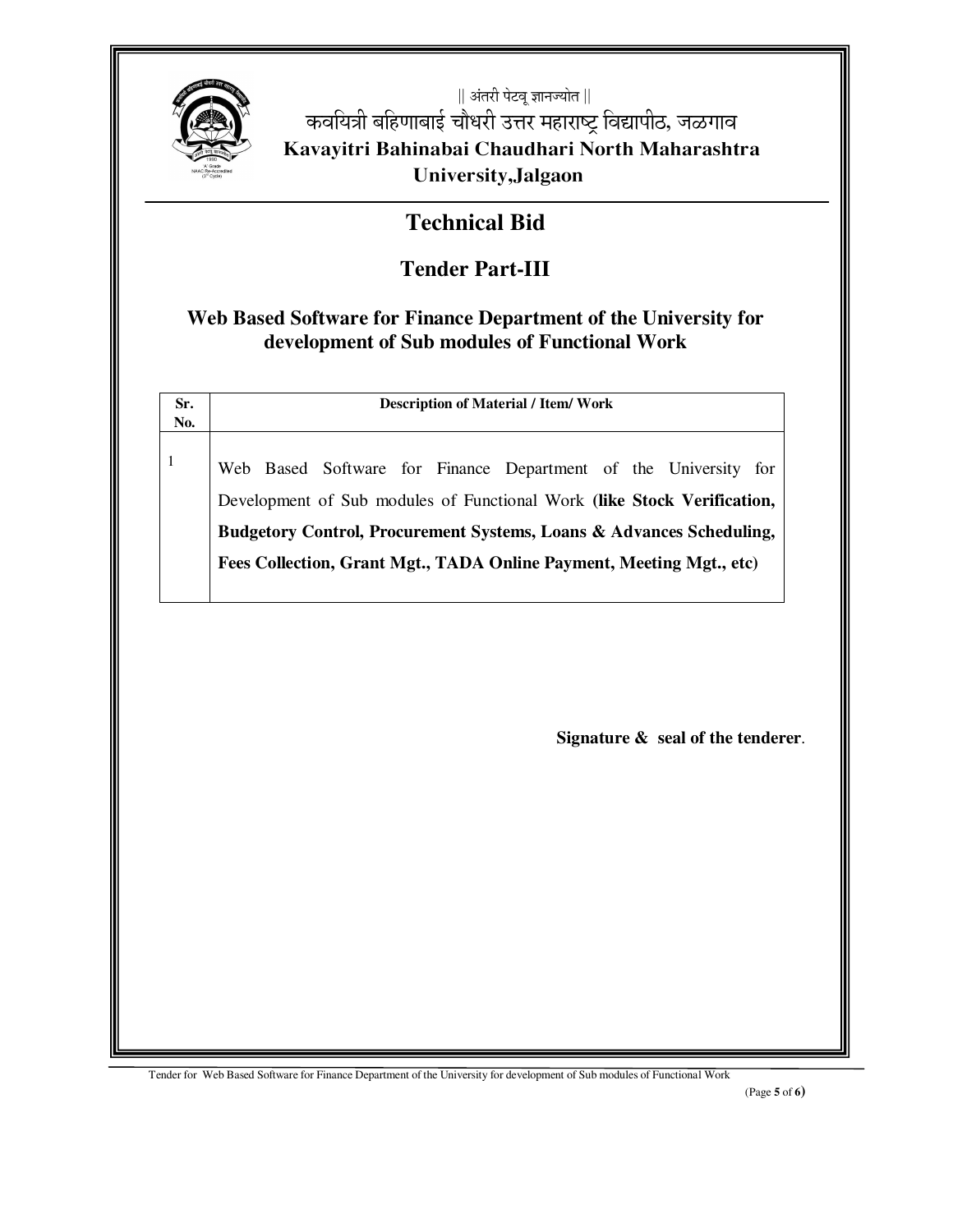|| अंतरी पेटवू ज्ञानज्योत ||

कवयित्री बहिणाबाई चौधरी उत्तर महाराष्ट्र विद्यापीठ, जळगाव

**Kavayitri Bahinabai Chaudhari North Maharashtra University,Jalgaon**

# Technical Bid

## Tender Part-III

### Web Based Software for Finance Department of the University for development of Sub modules of Functional Work

| Sr. No. | Description of Material / Item/ Work |
|---|---|
| 1 | Web Based Software for Finance Department of the University for Development of Sub modules of Functional Work **(like Stock Verification, Budgetory Control, Procurement Systems, Loans & Advances Scheduling, Fees Collection, Grant Mgt., TADA Online Payment, Meeting Mgt., etc)** |

**Signature & seal of the tenderer**.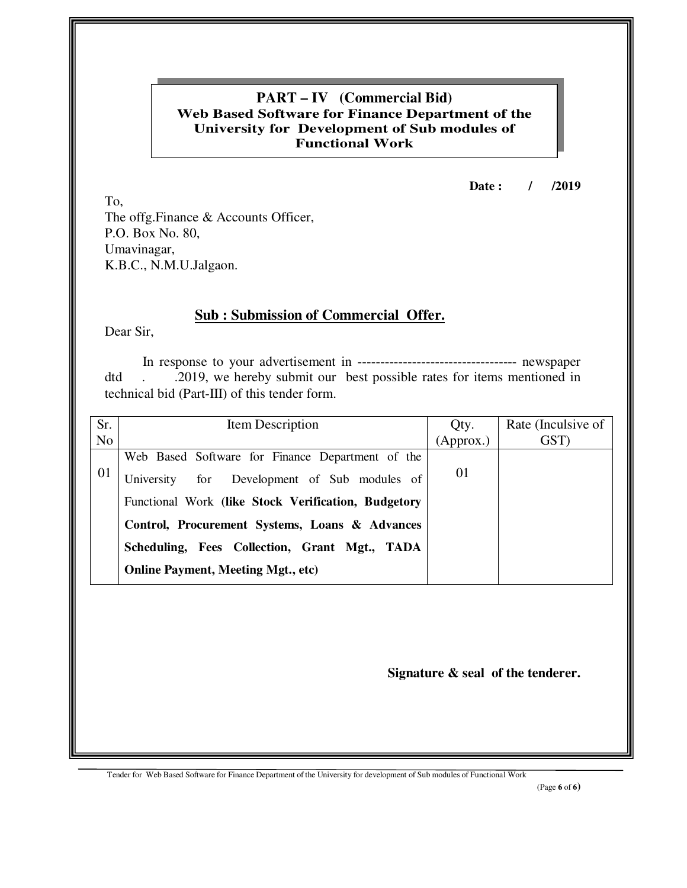## PART – IV (Commercial Bid)

**Web Based Software for Finance Department of the University for Development of Sub modules of Functional Work**

**Date : / /2019**

To,
The offg.Finance & Accounts Officer,
P.O. Box No. 80,
Umavinagar,
K.B.C., N.M.U.Jalgaon.

**Sub : Submission of Commercial Offer.**

Dear Sir,

In response to your advertisement in ---------------------------------- newspaper dtd . .2019, we hereby submit our best possible rates for items mentioned in technical bid (Part-III) of this tender form.

| Sr. No | Item Description | Qty. (Approx.) | Rate (Inculsive of GST) |
|---|---|---|---|
| 01 | Web Based Software for Finance Department of the University for Development of Sub modules of Functional Work **(like Stock Verification, Budgetory Control, Procurement Systems, Loans & Advances Scheduling, Fees Collection, Grant Mgt., TADA Online Payment, Meeting Mgt., etc)** | 01 | |

**Signature & seal of the tenderer.**